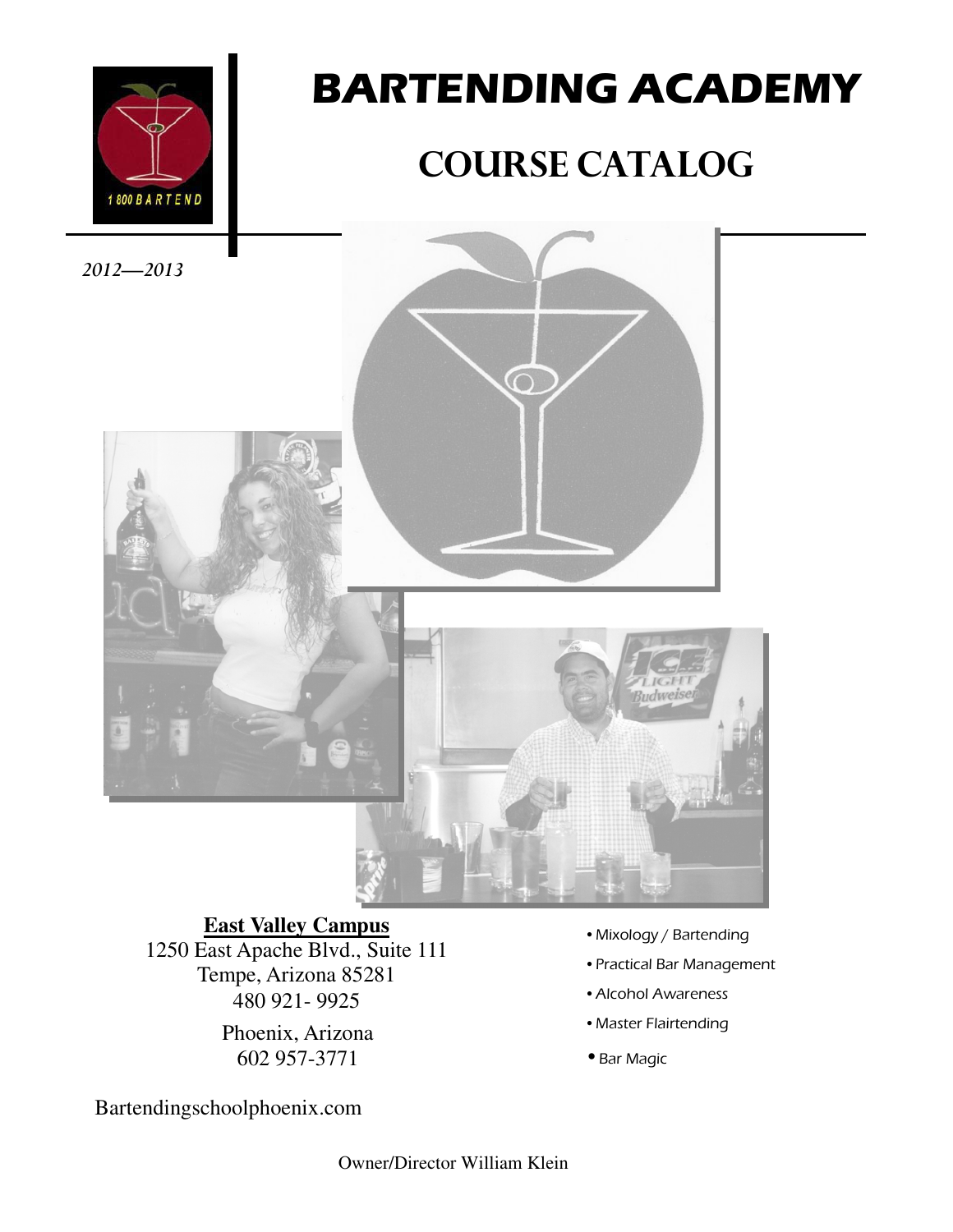# BARTENDING ACADEMY

## COURSE CATALOG

*2012—2013*

**East Valley Campus**
1250 East Apache Blvd., Suite 111
Tempe, Arizona 85281
480 921- 9925

Phoenix, Arizona
602 957-3771

- Mixology / Bartending
- Practical Bar Management
- Alcohol Awareness
- Master Flairtending
- Bar Magic

Bartendingschoolphoenix.com

Owner/Director William Klein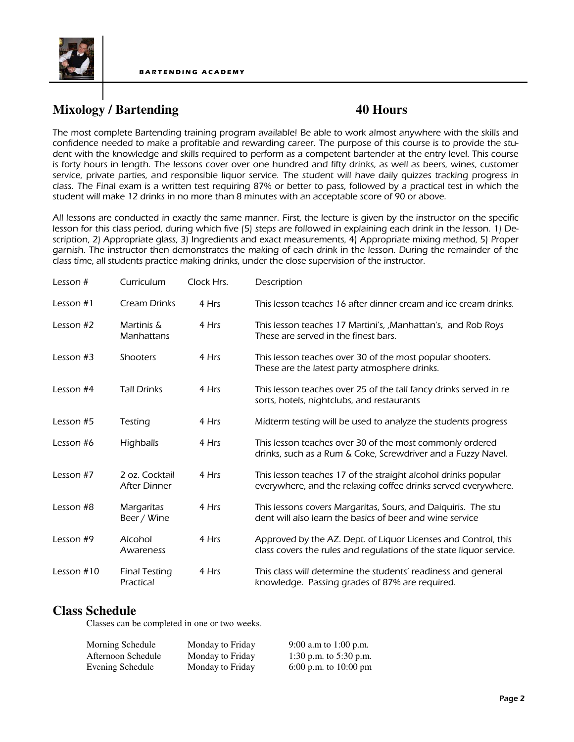BARTENDING ACADEMY

## Mixology / Bartending 40 Hours

The most complete Bartending training program available! Be able to work almost anywhere with the skills and confidence needed to make a profitable and rewarding career. The purpose of this course is to provide the student with the knowledge and skills required to perform as a competent bartender at the entry level. This course is forty hours in length. The lessons cover over one hundred and fifty drinks, as well as beers, wines, customer service, private parties, and responsible liquor service. The student will have daily quizzes tracking progress in class. The Final exam is a written test requiring 87% or better to pass, followed by a practical test in which the student will make 12 drinks in no more than 8 minutes with an acceptable score of 90 or above.

All lessons are conducted in exactly the same manner. First, the lecture is given by the instructor on the specific lesson for this class period, during which five (5) steps are followed in explaining each drink in the lesson. 1) Description, 2) Appropriate glass, 3) Ingredients and exact measurements, 4) Appropriate mixing method, 5) Proper garnish. The instructor then demonstrates the making of each drink in the lesson. During the remainder of the class time, all students practice making drinks, under the close supervision of the instructor.

| Lesson # | Curriculum | Clock Hrs. | Description |
|---|---|---|---|
| Lesson #1 | Cream Drinks | 4 Hrs | This lesson teaches 16 after dinner cream and ice cream drinks. |
| Lesson #2 | Martinis & Manhattans | 4 Hrs | This lesson teaches 17 Martini's, ,Manhattan's, and Rob Roys These are served in the finest bars. |
| Lesson #3 | Shooters | 4 Hrs | This lesson teaches over 30 of the most popular shooters. These are the latest party atmosphere drinks. |
| Lesson #4 | Tall Drinks | 4 Hrs | This lesson teaches over 25 of the tall fancy drinks served in re sorts, hotels, nightclubs, and restaurants |
| Lesson #5 | Testing | 4 Hrs | Midterm testing will be used to analyze the students progress |
| Lesson #6 | Highballs | 4 Hrs | This lesson teaches over 30 of the most commonly ordered drinks, such as a Rum & Coke, Screwdriver and a Fuzzy Navel. |
| Lesson #7 | 2 oz. Cocktail After Dinner | 4 Hrs | This lesson teaches 17 of the straight alcohol drinks popular everywhere, and the relaxing coffee drinks served everywhere. |
| Lesson #8 | Margaritas Beer / Wine | 4 Hrs | This lessons covers Margaritas, Sours, and Daiquiris. The stu dent will also learn the basics of beer and wine service |
| Lesson #9 | Alcohol Awareness | 4 Hrs | Approved by the AZ. Dept. of Liquor Licenses and Control, this class covers the rules and regulations of the state liquor service. |
| Lesson #10 | Final Testing Practical | 4 Hrs | This class will determine the students' readiness and general knowledge. Passing grades of 87% are required. |

## Class Schedule

Classes can be completed in one or two weeks.

| | | |
|---|---|---|
| Morning Schedule | Monday to Friday | 9:00 a.m to 1:00 p.m. |
| Afternoon Schedule | Monday to Friday | 1:30 p.m. to 5:30 p.m. |
| Evening Schedule | Monday to Friday | 6:00 p.m. to 10:00 pm |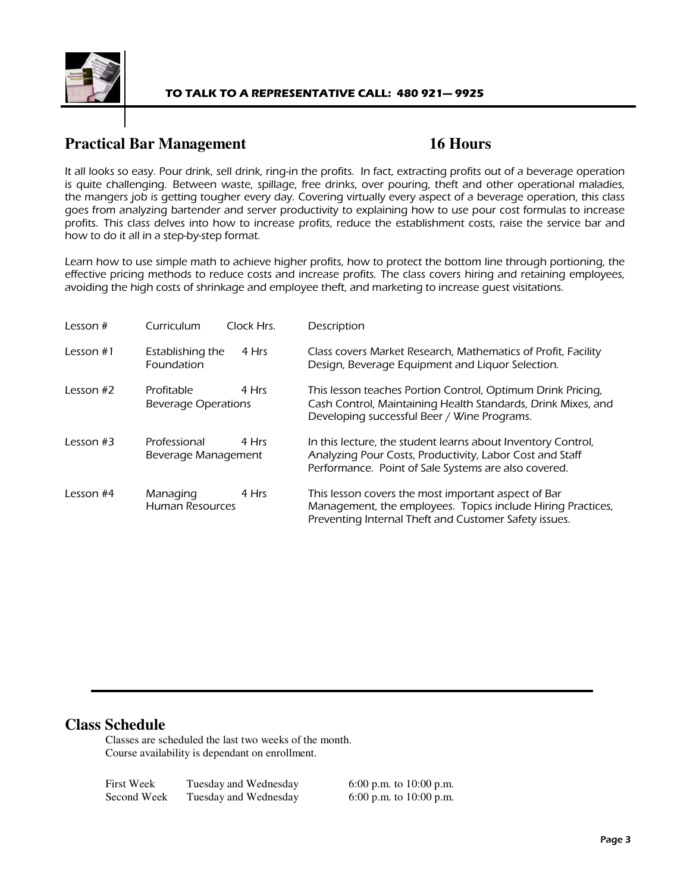**TO TALK TO A REPRESENTATIVE CALL: 480 921— 9925**

## Practical Bar Management 16 Hours

*It all looks so easy. Pour drink, sell drink, ring-in the profits. In fact, extracting profits out of a beverage operation is quite challenging. Between waste, spillage, free drinks, over pouring, theft and other operational maladies, the mangers job is getting tougher every day. Covering virtually every aspect of a beverage operation, this class goes from analyzing bartender and server productivity to explaining how to use pour cost formulas to increase profits. This class delves into how to increase profits, reduce the establishment costs, raise the service bar and how to do it all in a step-by-step format.*

*Learn how to use simple math to achieve higher profits, how to protect the bottom line through portioning, the effective pricing methods to reduce costs and increase profits. The class covers hiring and retaining employees, avoiding the high costs of shrinkage and employee theft, and marketing to increase guest visitations.*

| Lesson # | Curriculum | Clock Hrs. | Description |
|---|---|---|---|
| Lesson #1 | Establishing the Foundation | 4 Hrs | Class covers Market Research, Mathematics of Profit, Facility Design, Beverage Equipment and Liquor Selection. |
| Lesson #2 | Profitable Beverage Operations | 4 Hrs | This lesson teaches Portion Control, Optimum Drink Pricing, Cash Control, Maintaining Health Standards, Drink Mixes, and Developing successful Beer / Wine Programs. |
| Lesson #3 | Professional Beverage Management | 4 Hrs | In this lecture, the student learns about Inventory Control, Analyzing Pour Costs, Productivity, Labor Cost and Staff Performance. Point of Sale Systems are also covered. |
| Lesson #4 | Managing Human Resources | 4 Hrs | This lesson covers the most important aspect of Bar Management, the employees. Topics include Hiring Practices, Preventing Internal Theft and Customer Safety issues. |

## Class Schedule

Classes are scheduled the last two weeks of the month.
Course availability is dependant on enrollment.

| | | |
|---|---|---|
| First Week | Tuesday and Wednesday | 6:00 p.m. to 10:00 p.m. |
| Second Week | Tuesday and Wednesday | 6:00 p.m. to 10:00 p.m. |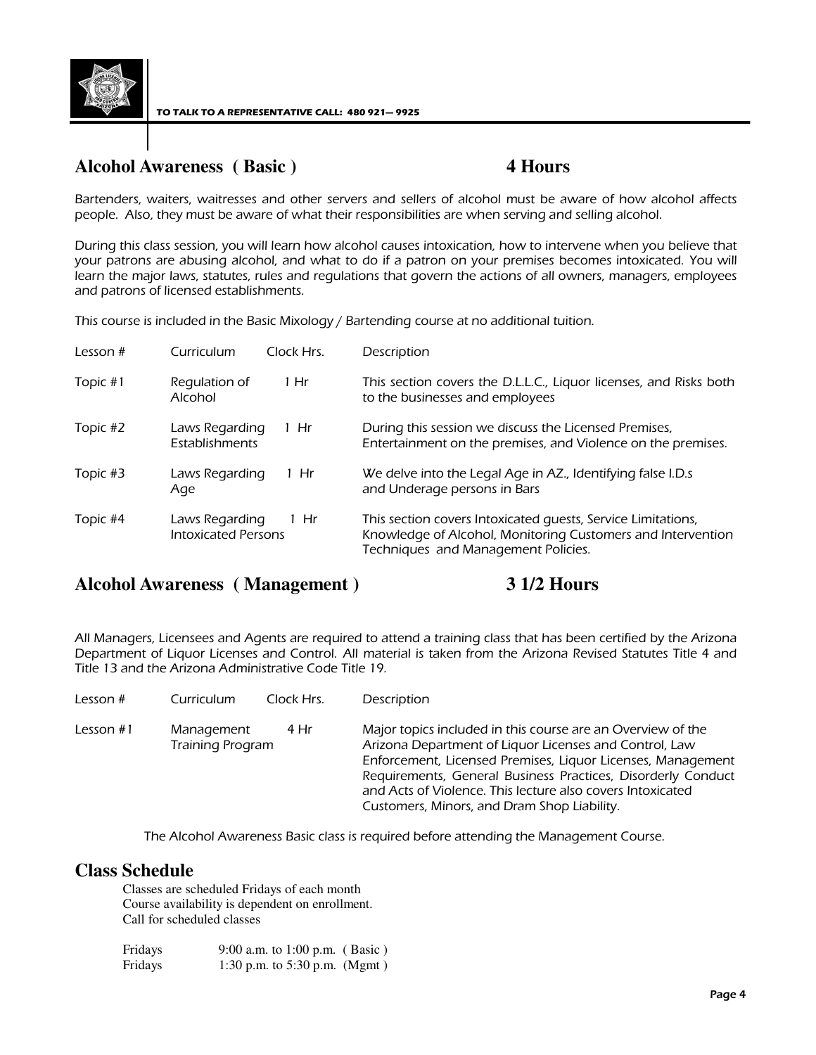**TO TALK TO A REPRESENTATIVE CALL: 480 921— 9925**

## Alcohol Awareness ( Basic ) 4 Hours

Bartenders, waiters, waitresses and other servers and sellers of alcohol must be aware of how alcohol affects people. Also, they must be aware of what their responsibilities are when serving and selling alcohol.

During this class session, you will learn how alcohol causes intoxication, how to intervene when you believe that your patrons are abusing alcohol, and what to do if a patron on your premises becomes intoxicated. You will learn the major laws, statutes, rules and regulations that govern the actions of all owners, managers, employees and patrons of licensed establishments.

This course is included in the Basic Mixology / Bartending course at no additional tuition.

| Lesson # | Curriculum | Clock Hrs. | Description |
|---|---|---|---|
| Topic #1 | Regulation of Alcohol | 1 Hr | This section covers the D.L.L.C., Liquor licenses, and Risks both to the businesses and employees |
| Topic #2 | Laws Regarding Establishments | 1 Hr | During this session we discuss the Licensed Premises, Entertainment on the premises, and Violence on the premises. |
| Topic #3 | Laws Regarding Age | 1 Hr | We delve into the Legal Age in AZ., Identifying false I.D.s and Underage persons in Bars |
| Topic #4 | Laws Regarding Intoxicated Persons | 1 Hr | This section covers Intoxicated guests, Service Limitations, Knowledge of Alcohol, Monitoring Customers and Intervention Techniques and Management Policies. |

## Alcohol Awareness ( Management ) 3 1/2 Hours

All Managers, Licensees and Agents are required to attend a training class that has been certified by the Arizona Department of Liquor Licenses and Control. All material is taken from the Arizona Revised Statutes Title 4 and Title 13 and the Arizona Administrative Code Title 19.

| Lesson # | Curriculum | Clock Hrs. | Description |
|---|---|---|---|
| Lesson #1 | Management Training Program | 4 Hr | Major topics included in this course are an Overview of the Arizona Department of Liquor Licenses and Control, Law Enforcement, Licensed Premises, Liquor Licenses, Management Requirements, General Business Practices, Disorderly Conduct and Acts of Violence. This lecture also covers Intoxicated Customers, Minors, and Dram Shop Liability. |

The Alcohol Awareness Basic class is required before attending the Management Course.

## Class Schedule

Classes are scheduled Fridays of each month
Course availability is dependent on enrollment.
Call for scheduled classes

| | |
|---|---|
| Fridays | 9:00 a.m. to 1:00 p.m. ( Basic ) |
| Fridays | 1:30 p.m. to 5:30 p.m. (Mgmt ) |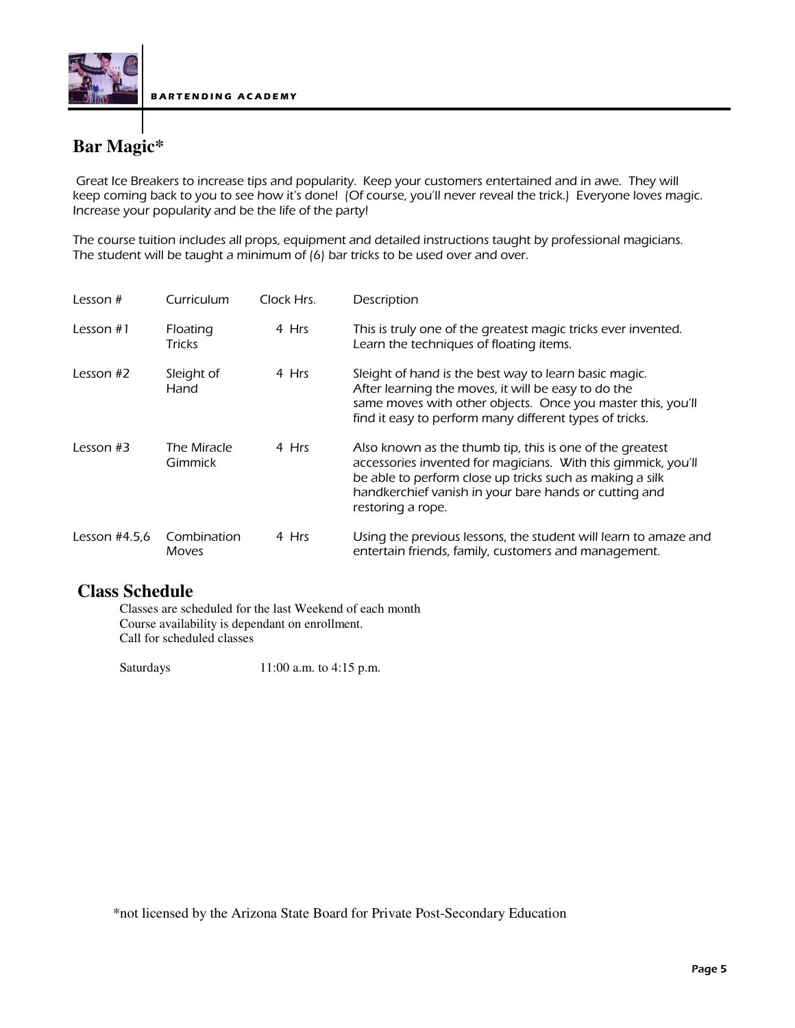# Bar Magic*

Great Ice Breakers to increase tips and popularity. Keep your customers entertained and in awe. They will keep coming back to you to see how it's done! (Of course, you'll never reveal the trick.) Everyone loves magic. Increase your popularity and be the life of the party!

The course tuition includes all props, equipment and detailed instructions taught by professional magicians. The student will be taught a minimum of (6) bar tricks to be used over and over.

| Lesson # | Curriculum | Clock Hrs. | Description |
|---|---|---|---|
| Lesson #1 | Floating Tricks | 4 Hrs | This is truly one of the greatest magic tricks ever invented. Learn the techniques of floating items. |
| Lesson #2 | Sleight of Hand | 4 Hrs | Sleight of hand is the best way to learn basic magic. After learning the moves, it will be easy to do the same moves with other objects. Once you master this, you'll find it easy to perform many different types of tricks. |
| Lesson #3 | The Miracle Gimmick | 4 Hrs | Also known as the thumb tip, this is one of the greatest accessories invented for magicians. With this gimmick, you'll be able to perform close up tricks such as making a silk handkerchief vanish in your bare hands or cutting and restoring a rope. |
| Lesson #4,5,6 | Combination Moves | 4 Hrs | Using the previous lessons, the student will learn to amaze and entertain friends, family, customers and management. |

## Class Schedule

Classes are scheduled for the last Weekend of each month
Course availability is dependant on enrollment.
Call for scheduled classes

Saturdays 11:00 a.m. to 4:15 p.m.

*not licensed by the Arizona State Board for Private Post-Secondary Education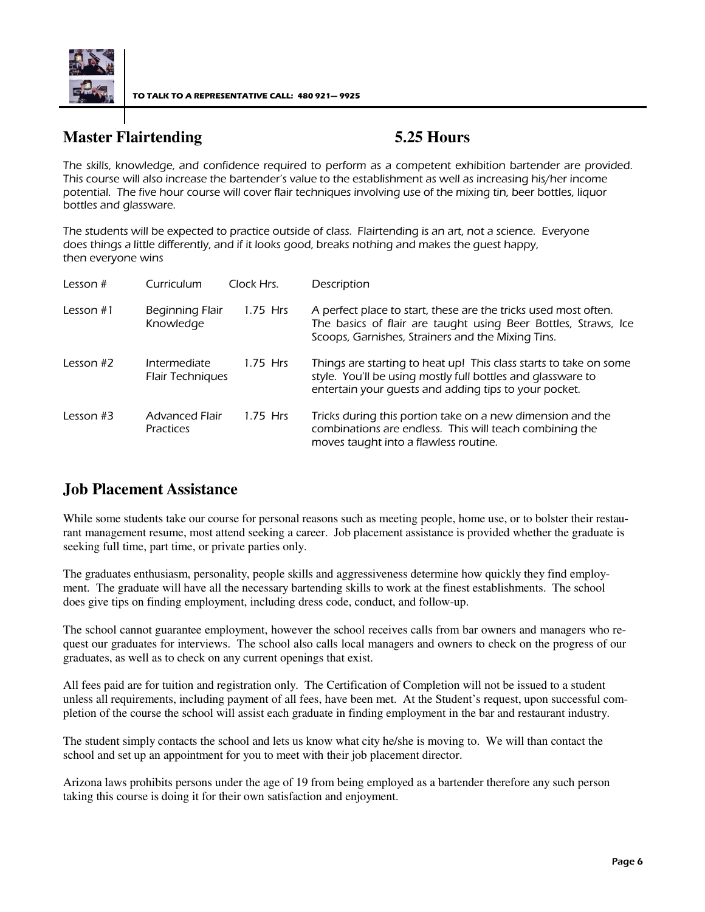**TO TALK TO A REPRESENTATIVE CALL: 480 921— 9925**

## Master Flairtending 5.25 Hours

*The skills, knowledge, and confidence required to perform as a competent exhibition bartender are provided. This course will also increase the bartender's value to the establishment as well as increasing his/her income potential. The five hour course will cover flair techniques involving use of the mixing tin, beer bottles, liquor bottles and glassware.*

*The students will be expected to practice outside of class. Flairtending is an art, not a science. Everyone does things a little differently, and if it looks good, breaks nothing and makes the guest happy, then everyone wins*

| Lesson # | Curriculum | Clock Hrs. | Description |
|---|---|---|---|
| Lesson #1 | Beginning Flair Knowledge | 1.75 Hrs | A perfect place to start, these are the tricks used most often. The basics of flair are taught using Beer Bottles, Straws, Ice Scoops, Garnishes, Strainers and the Mixing Tins. |
| Lesson #2 | Intermediate Flair Techniques | 1.75 Hrs | Things are starting to heat up! This class starts to take on some style. You'll be using mostly full bottles and glassware to entertain your guests and adding tips to your pocket. |
| Lesson #3 | Advanced Flair Practices | 1.75 Hrs | Tricks during this portion take on a new dimension and the combinations are endless. This will teach combining the moves taught into a flawless routine. |

## Job Placement Assistance

While some students take our course for personal reasons such as meeting people, home use, or to bolster their restaurant management resume, most attend seeking a career. Job placement assistance is provided whether the graduate is seeking full time, part time, or private parties only.

The graduates enthusiasm, personality, people skills and aggressiveness determine how quickly they find employment. The graduate will have all the necessary bartending skills to work at the finest establishments. The school does give tips on finding employment, including dress code, conduct, and follow-up.

The school cannot guarantee employment, however the school receives calls from bar owners and managers who request our graduates for interviews. The school also calls local managers and owners to check on the progress of our graduates, as well as to check on any current openings that exist.

All fees paid are for tuition and registration only. The Certification of Completion will not be issued to a student unless all requirements, including payment of all fees, have been met. At the Student's request, upon successful completion of the course the school will assist each graduate in finding employment in the bar and restaurant industry.

The student simply contacts the school and lets us know what city he/she is moving to. We will than contact the school and set up an appointment for you to meet with their job placement director.

Arizona laws prohibits persons under the age of 19 from being employed as a bartender therefore any such person taking this course is doing it for their own satisfaction and enjoyment.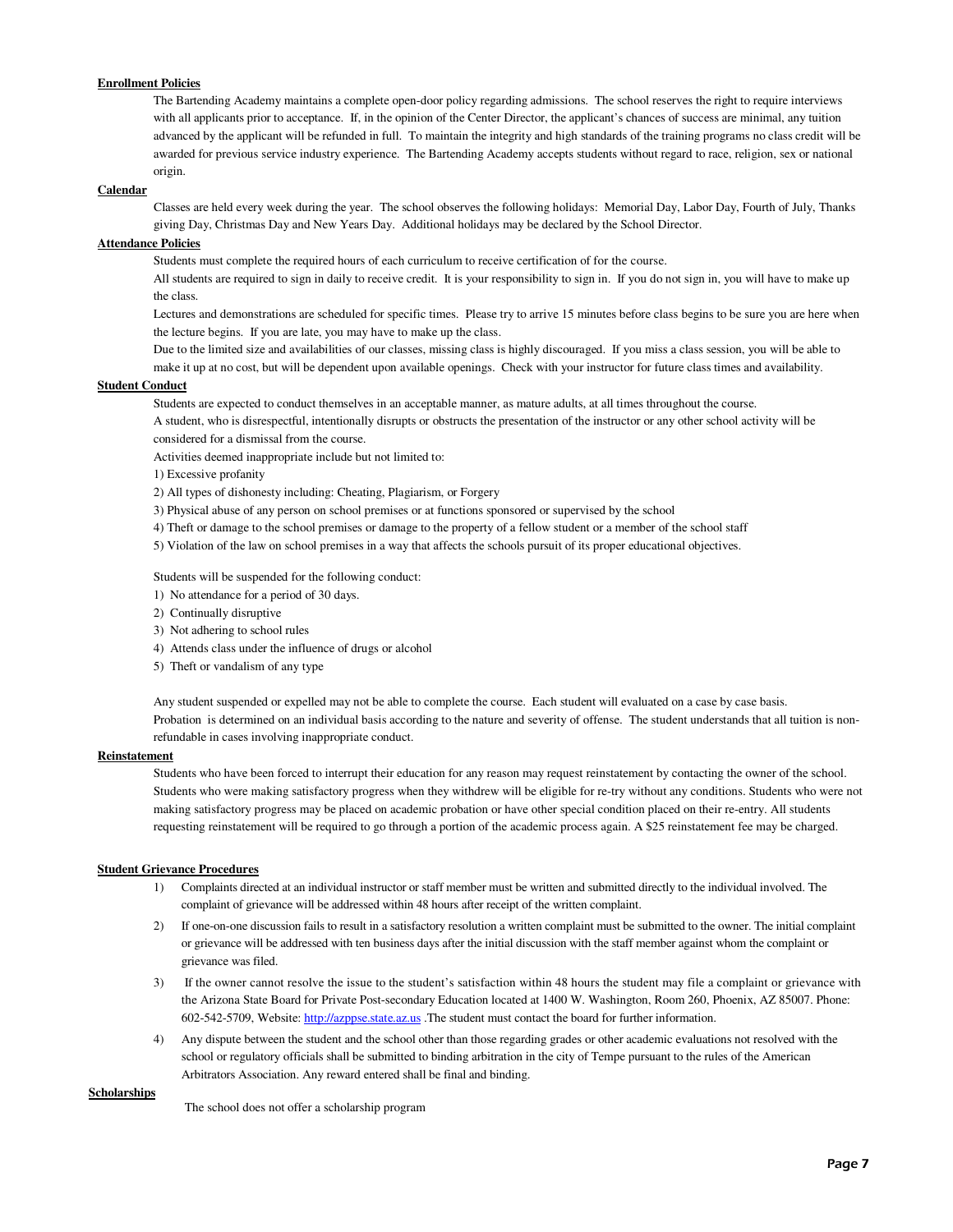**Enrollment Policies**

The Bartending Academy maintains a complete open-door policy regarding admissions. The school reserves the right to require interviews with all applicants prior to acceptance. If, in the opinion of the Center Director, the applicant's chances of success are minimal, any tuition advanced by the applicant will be refunded in full. To maintain the integrity and high standards of the training programs no class credit will be awarded for previous service industry experience. The Bartending Academy accepts students without regard to race, religion, sex or national origin.

**Calendar**

Classes are held every week during the year. The school observes the following holidays: Memorial Day, Labor Day, Fourth of July, Thanks giving Day, Christmas Day and New Years Day. Additional holidays may be declared by the School Director.

**Attendance Policies**

Students must complete the required hours of each curriculum to receive certification of for the course.

All students are required to sign in daily to receive credit. It is your responsibility to sign in. If you do not sign in, you will have to make up the class.

Lectures and demonstrations are scheduled for specific times. Please try to arrive 15 minutes before class begins to be sure you are here when the lecture begins. If you are late, you may have to make up the class.

Due to the limited size and availabilities of our classes, missing class is highly discouraged. If you miss a class session, you will be able to make it up at no cost, but will be dependent upon available openings. Check with your instructor for future class times and availability.

**Student Conduct**

Students are expected to conduct themselves in an acceptable manner, as mature adults, at all times throughout the course.

A student, who is disrespectful, intentionally disrupts or obstructs the presentation of the instructor or any other school activity will be considered for a dismissal from the course.

Activities deemed inappropriate include but not limited to:

1) Excessive profanity
2) All types of dishonesty including: Cheating, Plagiarism, or Forgery
3) Physical abuse of any person on school premises or at functions sponsored or supervised by the school
4) Theft or damage to the school premises or damage to the property of a fellow student or a member of the school staff
5) Violation of the law on school premises in a way that affects the schools pursuit of its proper educational objectives.

Students will be suspended for the following conduct:

1) No attendance for a period of 30 days.
2) Continually disruptive
3) Not adhering to school rules
4) Attends class under the influence of drugs or alcohol
5) Theft or vandalism of any type

Any student suspended or expelled may not be able to complete the course. Each student will evaluated on a case by case basis.

Probation is determined on an individual basis according to the nature and severity of offense. The student understands that all tuition is non-refundable in cases involving inappropriate conduct.

**Reinstatement**

Students who have been forced to interrupt their education for any reason may request reinstatement by contacting the owner of the school. Students who were making satisfactory progress when they withdrew will be eligible for re-try without any conditions. Students who were not making satisfactory progress may be placed on academic probation or have other special condition placed on their re-entry. All students requesting reinstatement will be required to go through a portion of the academic process again. A $25 reinstatement fee may be charged.

**Student Grievance Procedures**

1) Complaints directed at an individual instructor or staff member must be written and submitted directly to the individual involved. The complaint of grievance will be addressed within 48 hours after receipt of the written complaint.
2) If one-on-one discussion fails to result in a satisfactory resolution a written complaint must be submitted to the owner. The initial complaint or grievance will be addressed with ten business days after the initial discussion with the staff member against whom the complaint or grievance was filed.
3) If the owner cannot resolve the issue to the student's satisfaction within 48 hours the student may file a complaint or grievance with the Arizona State Board for Private Post-secondary Education located at 1400 W. Washington, Room 260, Phoenix, AZ 85007. Phone: 602-542-5709, Website: http://azppse.state.az.us .The student must contact the board for further information.
4) Any dispute between the student and the school other than those regarding grades or other academic evaluations not resolved with the school or regulatory officials shall be submitted to binding arbitration in the city of Tempe pursuant to the rules of the American Arbitrators Association. Any reward entered shall be final and binding.

**Scholarships**

The school does not offer a scholarship program